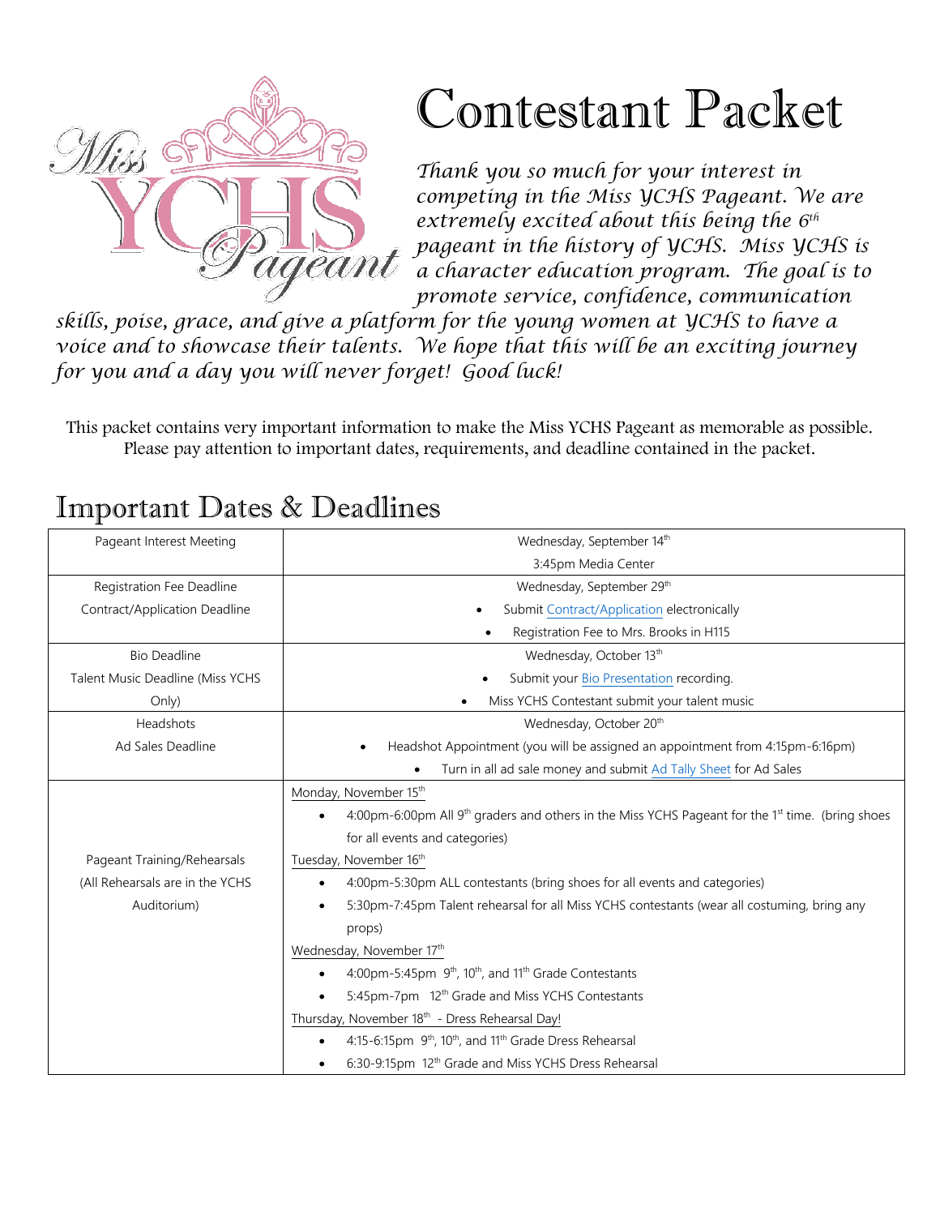# Contestant Packet

*Thank you so much for your interest in competing in the Miss YCHS Pageant. We are extremely excited about this being the 6th pageant in the history of YCHS. Miss YCHS is a character education program. The goal is to promote service, confidence, communication skills, poise, grace, and give a platform for the young women at YCHS to have a voice and to showcase their talents. We hope that this will be an exciting journey for you and a day you will never forget! Good luck!*

This packet contains very important information to make the Miss YCHS Pageant as memorable as possible. Please pay attention to important dates, requirements, and deadline contained in the packet.

## Important Dates & Deadlines

| | |
|---|---|
| Pageant Interest Meeting | Wednesday, September 14th<br>3:45pm Media Center |
| Registration Fee Deadline<br>Contract/Application Deadline | Wednesday, September 29th<br>• Submit Contract/Application electronically<br>• Registration Fee to Mrs. Brooks in H115 |
| Bio Deadline<br>Talent Music Deadline (Miss YCHS Only) | Wednesday, October 13th<br>• Submit your Bio Presentation recording.<br>• Miss YCHS Contestant submit your talent music |
| Headshots<br>Ad Sales Deadline | Wednesday, October 20th<br>• Headshot Appointment (you will be assigned an appointment from 4:15pm-6:16pm)<br>• Turn in all ad sale money and submit Ad Tally Sheet for Ad Sales |
| Pageant Training/Rehearsals<br>(All Rehearsals are in the YCHS Auditorium) | Monday, November 15th<br>• 4:00pm-6:00pm All 9th graders and others in the Miss YCHS Pageant for the 1st time. (bring shoes for all events and categories)<br>Tuesday, November 16th<br>• 4:00pm-5:30pm ALL contestants (bring shoes for all events and categories)<br>• 5:30pm-7:45pm Talent rehearsal for all Miss YCHS contestants (wear all costuming, bring any props)<br>Wednesday, November 17th<br>• 4:00pm-5:45pm 9th, 10th, and 11th Grade Contestants<br>• 5:45pm-7pm 12th Grade and Miss YCHS Contestants<br>Thursday, November 18th - Dress Rehearsal Day!<br>• 4:15-6:15pm 9th, 10th, and 11th Grade Dress Rehearsal<br>• 6:30-9:15pm 12th Grade and Miss YCHS Dress Rehearsal |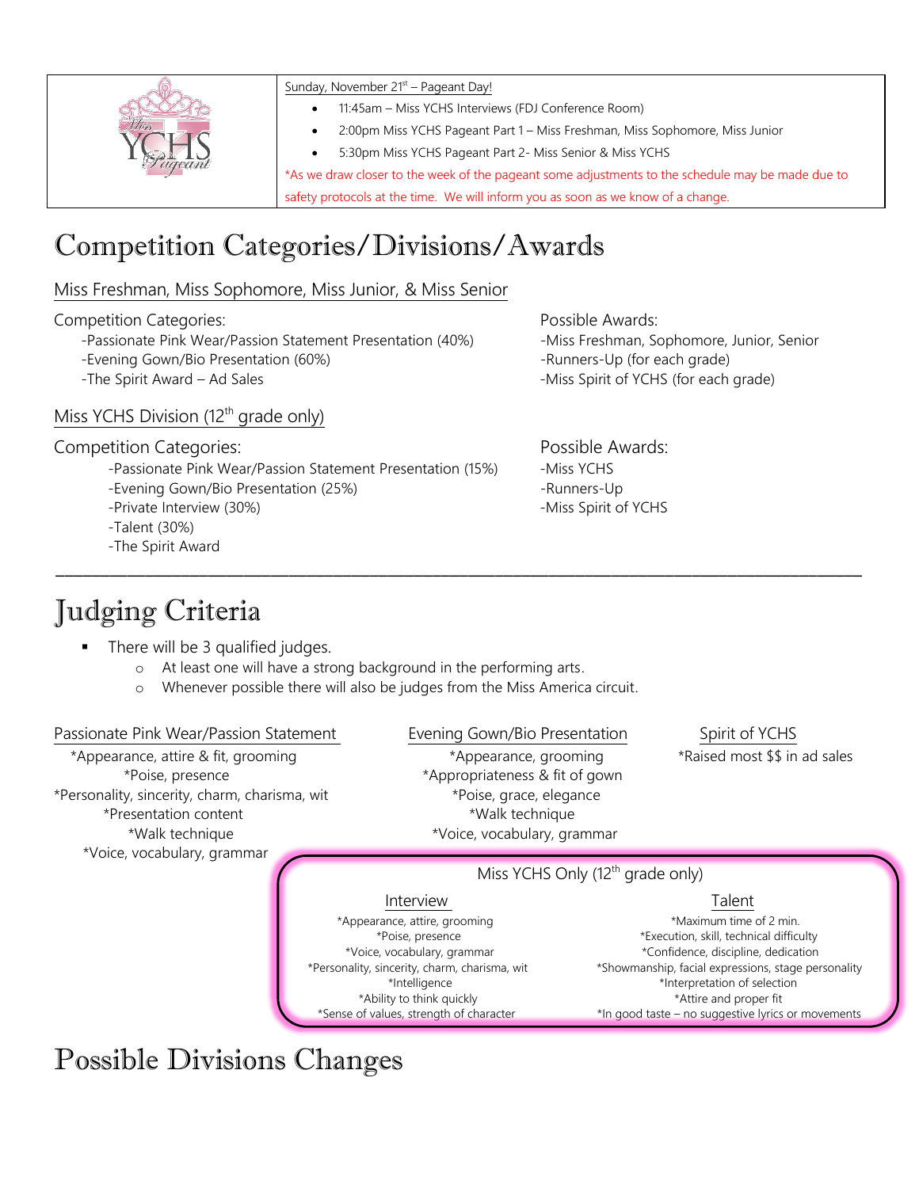Sunday, November 21st – Pageant Day!

- 11:45am – Miss YCHS Interviews (FDJ Conference Room)
- 2:00pm Miss YCHS Pageant Part 1 – Miss Freshman, Miss Sophomore, Miss Junior
- 5:30pm Miss YCHS Pageant Part 2- Miss Senior & Miss YCHS

*As we draw closer to the week of the pageant some adjustments to the schedule may be made due to safety protocols at the time. We will inform you as soon as we know of a change.

# Competition Categories/Divisions/Awards

## Miss Freshman, Miss Sophomore, Miss Junior, & Miss Senior

Competition Categories:
- -Passionate Pink Wear/Passion Statement Presentation (40%)
- -Evening Gown/Bio Presentation (60%)
- -The Spirit Award – Ad Sales

Possible Awards:
- -Miss Freshman, Sophomore, Junior, Senior
- -Runners-Up (for each grade)
- -Miss Spirit of YCHS (for each grade)

## Miss YCHS Division (12th grade only)

Competition Categories:
- -Passionate Pink Wear/Passion Statement Presentation (15%)
- -Evening Gown/Bio Presentation (25%)
- -Private Interview (30%)
- -Talent (30%)
- -The Spirit Award

Possible Awards:
- -Miss YCHS
- -Runners-Up
- -Miss Spirit of YCHS

---

# Judging Criteria

- There will be 3 qualified judges.
  - At least one will have a strong background in the performing arts.
  - Whenever possible there will also be judges from the Miss America circuit.

## Passionate Pink Wear/Passion Statement

*Appearance, attire & fit, grooming
*Poise, presence
*Personality, sincerity, charm, charisma, wit
*Presentation content
*Walk technique
*Voice, vocabulary, grammar

## Evening Gown/Bio Presentation

*Appearance, grooming
*Appropriateness & fit of gown
*Poise, grace, elegance
*Walk technique
*Voice, vocabulary, grammar

## Spirit of YCHS

*Raised most $$ in ad sales

## Miss YCHS Only (12th grade only)

### Interview

*Appearance, attire, grooming
*Poise, presence
*Voice, vocabulary, grammar
*Personality, sincerity, charm, charisma, wit
*Intelligence
*Ability to think quickly
*Sense of values, strength of character

### Talent

*Maximum time of 2 min.
*Execution, skill, technical difficulty
*Confidence, discipline, dedication
*Showmanship, facial expressions, stage personality
*Interpretation of selection
*Attire and proper fit
*In good taste – no suggestive lyrics or movements

# Possible Divisions Changes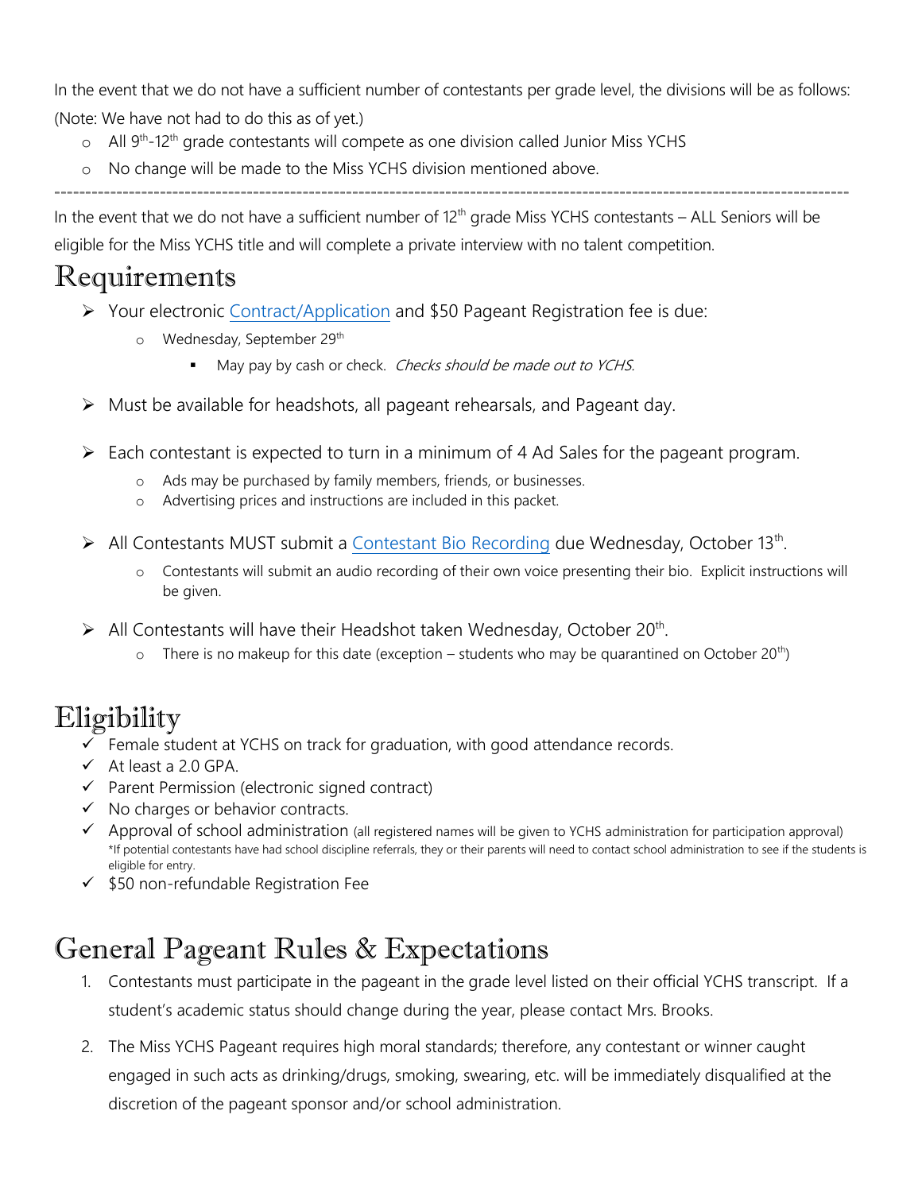In the event that we do not have a sufficient number of contestants per grade level, the divisions will be as follows: (Note: We have not had to do this as of yet.)

- All 9th-12th grade contestants will compete as one division called Junior Miss YCHS
- No change will be made to the Miss YCHS division mentioned above.

---

In the event that we do not have a sufficient number of 12th grade Miss YCHS contestants – ALL Seniors will be eligible for the Miss YCHS title and will complete a private interview with no talent competition.

# Requirements

- Your electronic Contract/Application and $50 Pageant Registration fee is due:
  - Wednesday, September 29th
    - May pay by cash or check. *Checks should be made out to YCHS.*
- Must be available for headshots, all pageant rehearsals, and Pageant day.
- Each contestant is expected to turn in a minimum of 4 Ad Sales for the pageant program.
  - Ads may be purchased by family members, friends, or businesses.
  - Advertising prices and instructions are included in this packet.
- All Contestants MUST submit a Contestant Bio Recording due Wednesday, October 13th.
  - Contestants will submit an audio recording of their own voice presenting their bio. Explicit instructions will be given.
- All Contestants will have their Headshot taken Wednesday, October 20th.
  - There is no makeup for this date (exception – students who may be quarantined on October 20th)

# Eligibility

- ✓ Female student at YCHS on track for graduation, with good attendance records.
- ✓ At least a 2.0 GPA.
- ✓ Parent Permission (electronic signed contract)
- ✓ No charges or behavior contracts.
- ✓ Approval of school administration (all registered names will be given to YCHS administration for participation approval) *If potential contestants have had school discipline referrals, they or their parents will need to contact school administration to see if the students is eligible for entry.
- ✓ $50 non-refundable Registration Fee

# General Pageant Rules & Expectations

1. Contestants must participate in the pageant in the grade level listed on their official YCHS transcript. If a student's academic status should change during the year, please contact Mrs. Brooks.
2. The Miss YCHS Pageant requires high moral standards; therefore, any contestant or winner caught engaged in such acts as drinking/drugs, smoking, swearing, etc. will be immediately disqualified at the discretion of the pageant sponsor and/or school administration.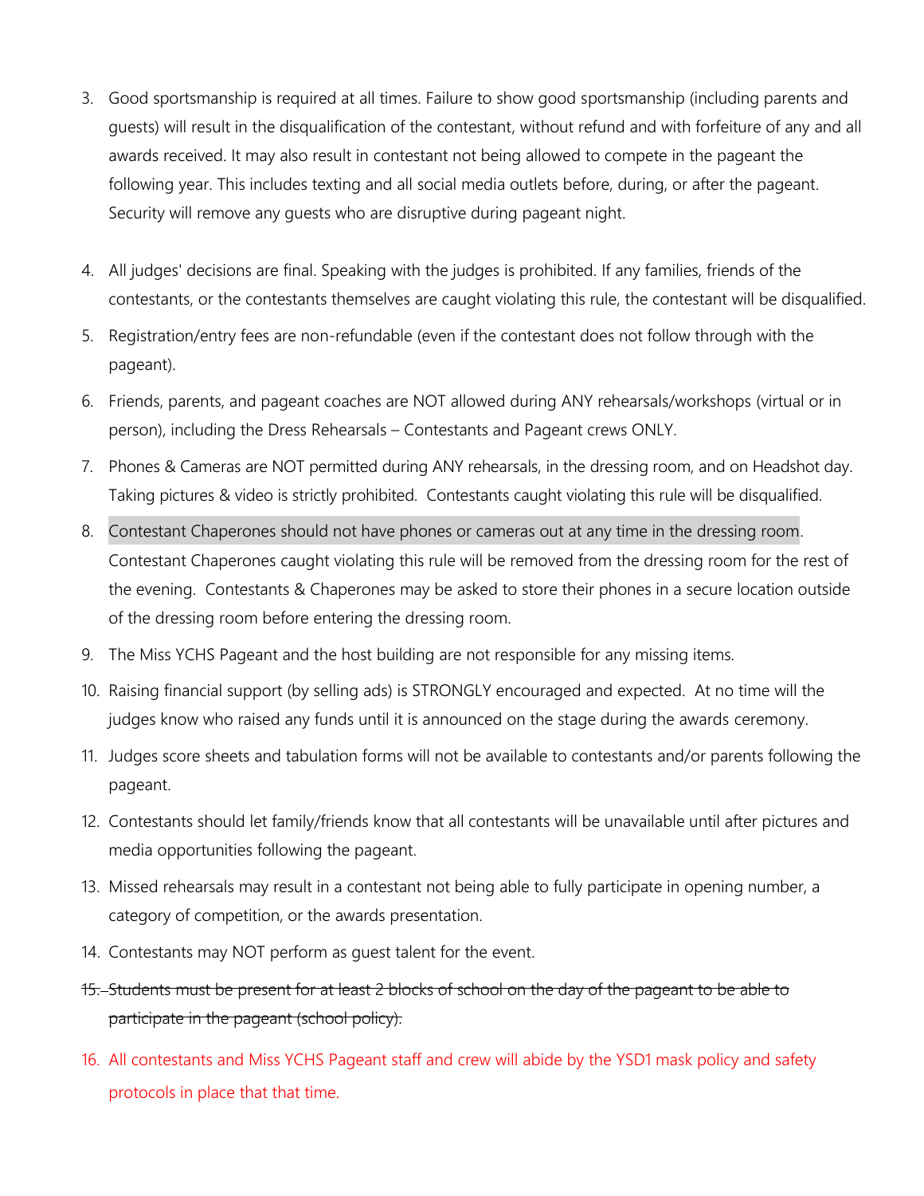3. Good sportsmanship is required at all times. Failure to show good sportsmanship (including parents and guests) will result in the disqualification of the contestant, without refund and with forfeiture of any and all awards received. It may also result in contestant not being allowed to compete in the pageant the following year. This includes texting and all social media outlets before, during, or after the pageant. Security will remove any guests who are disruptive during pageant night.

4. All judges' decisions are final. Speaking with the judges is prohibited. If any families, friends of the contestants, or the contestants themselves are caught violating this rule, the contestant will be disqualified.

5. Registration/entry fees are non-refundable (even if the contestant does not follow through with the pageant).

6. Friends, parents, and pageant coaches are NOT allowed during ANY rehearsals/workshops (virtual or in person), including the Dress Rehearsals – Contestants and Pageant crews ONLY.

7. Phones & Cameras are NOT permitted during ANY rehearsals, in the dressing room, and on Headshot day. Taking pictures & video is strictly prohibited. Contestants caught violating this rule will be disqualified.

8. Contestant Chaperones should not have phones or cameras out at any time in the dressing room. Contestant Chaperones caught violating this rule will be removed from the dressing room for the rest of the evening. Contestants & Chaperones may be asked to store their phones in a secure location outside of the dressing room before entering the dressing room.

9. The Miss YCHS Pageant and the host building are not responsible for any missing items.

10. Raising financial support (by selling ads) is STRONGLY encouraged and expected. At no time will the judges know who raised any funds until it is announced on the stage during the awards ceremony.

11. Judges score sheets and tabulation forms will not be available to contestants and/or parents following the pageant.

12. Contestants should let family/friends know that all contestants will be unavailable until after pictures and media opportunities following the pageant.

13. Missed rehearsals may result in a contestant not being able to fully participate in opening number, a category of competition, or the awards presentation.

14. Contestants may NOT perform as guest talent for the event.

15. ~~Students must be present for at least 2 blocks of school on the day of the pageant to be able to participate in the pageant (school policy).~~

16. All contestants and Miss YCHS Pageant staff and crew will abide by the YSD1 mask policy and safety protocols in place that that time.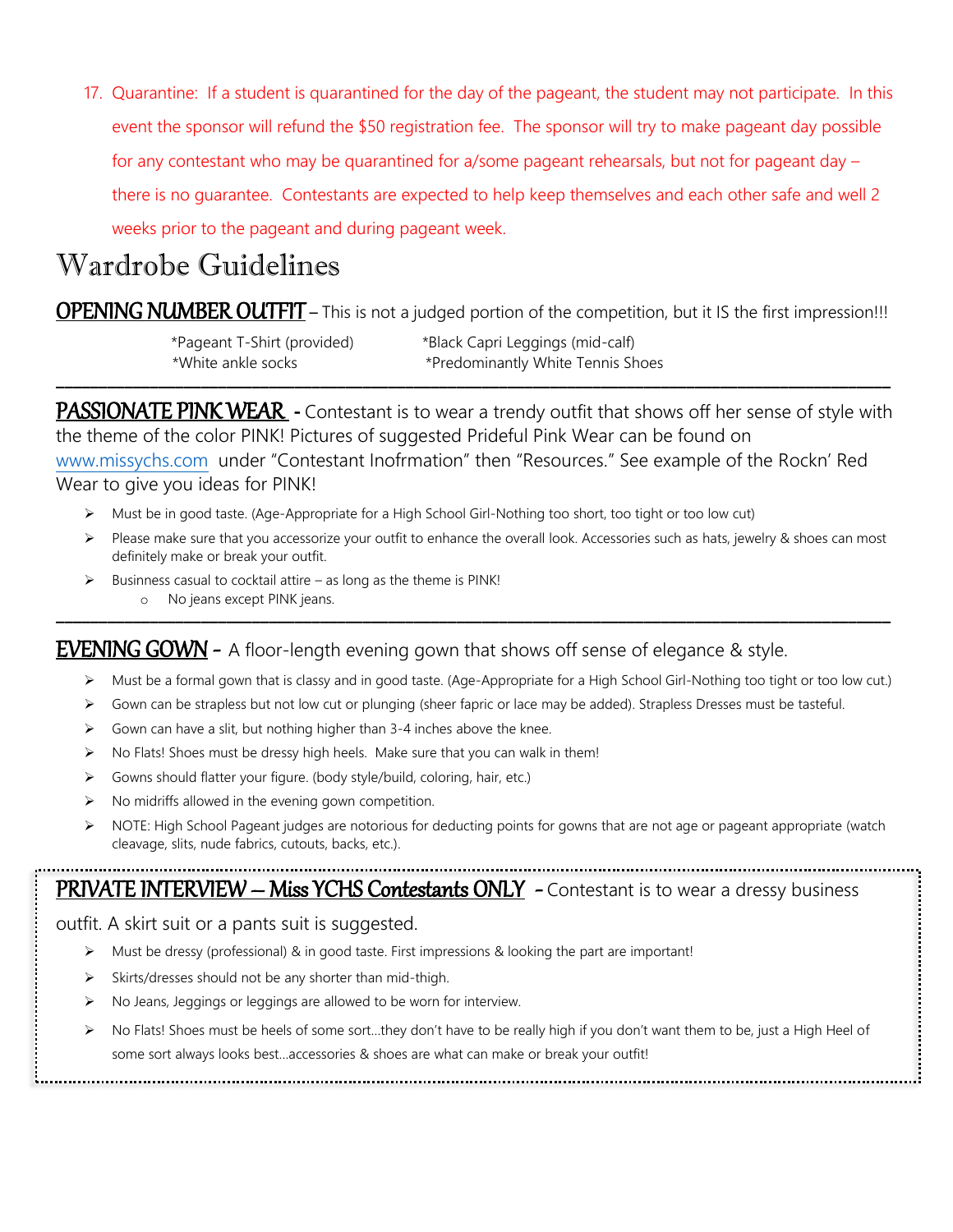17. Quarantine: If a student is quarantined for the day of the pageant, the student may not participate. In this event the sponsor will refund the $50 registration fee. The sponsor will try to make pageant day possible for any contestant who may be quarantined for a/some pageant rehearsals, but not for pageant day – there is no guarantee. Contestants are expected to help keep themselves and each other safe and well 2 weeks prior to the pageant and during pageant week.

# Wardrobe Guidelines

**OPENING NUMBER OUTFIT** – This is not a judged portion of the competition, but it IS the first impression!!!

*Pageant T-Shirt (provided)
*Black Capri Leggings (mid-calf)
*White ankle socks
*Predominantly White Tennis Shoes

---

**PASSIONATE PINK WEAR** - Contestant is to wear a trendy outfit that shows off her sense of style with the theme of the color PINK! Pictures of suggested Prideful Pink Wear can be found on www.missychs.com under "Contestant Inofrmation" then "Resources." See example of the Rockn' Red Wear to give you ideas for PINK!

- Must be in good taste. (Age-Appropriate for a High School Girl-Nothing too short, too tight or too low cut)
- Please make sure that you accessorize your outfit to enhance the overall look. Accessories such as hats, jewelry & shoes can most definitely make or break your outfit.
- Business casual to cocktail attire – as long as the theme is PINK!
  - No jeans except PINK jeans.

---

**EVENING GOWN** - A floor-length evening gown that shows off sense of elegance & style.

- Must be a formal gown that is classy and in good taste. (Age-Appropriate for a High School Girl-Nothing too tight or too low cut.)
- Gown can be strapless but not low cut or plunging (sheer fapric or lace may be added). Strapless Dresses must be tasteful.
- Gown can have a slit, but nothing higher than 3-4 inches above the knee.
- No Flats! Shoes must be dressy high heels. Make sure that you can walk in them!
- Gowns should flatter your figure. (body style/build, coloring, hair, etc.)
- No midriffs allowed in the evening gown competition.
- NOTE: High School Pageant judges are notorious for deducting points for gowns that are not age or pageant appropriate (watch cleavage, slits, nude fabrics, cutouts, backs, etc.).

**PRIVATE INTERVIEW – Miss YCHS Contestants ONLY** - Contestant is to wear a dressy business outfit. A skirt suit or a pants suit is suggested.

- Must be dressy (professional) & in good taste. First impressions & looking the part are important!
- Skirts/dresses should not be any shorter than mid-thigh.
- No Jeans, Jeggings or leggings are allowed to be worn for interview.
- No Flats! Shoes must be heels of some sort…they don't have to be really high if you don't want them to be, just a High Heel of some sort always looks best…accessories & shoes are what can make or break your outfit!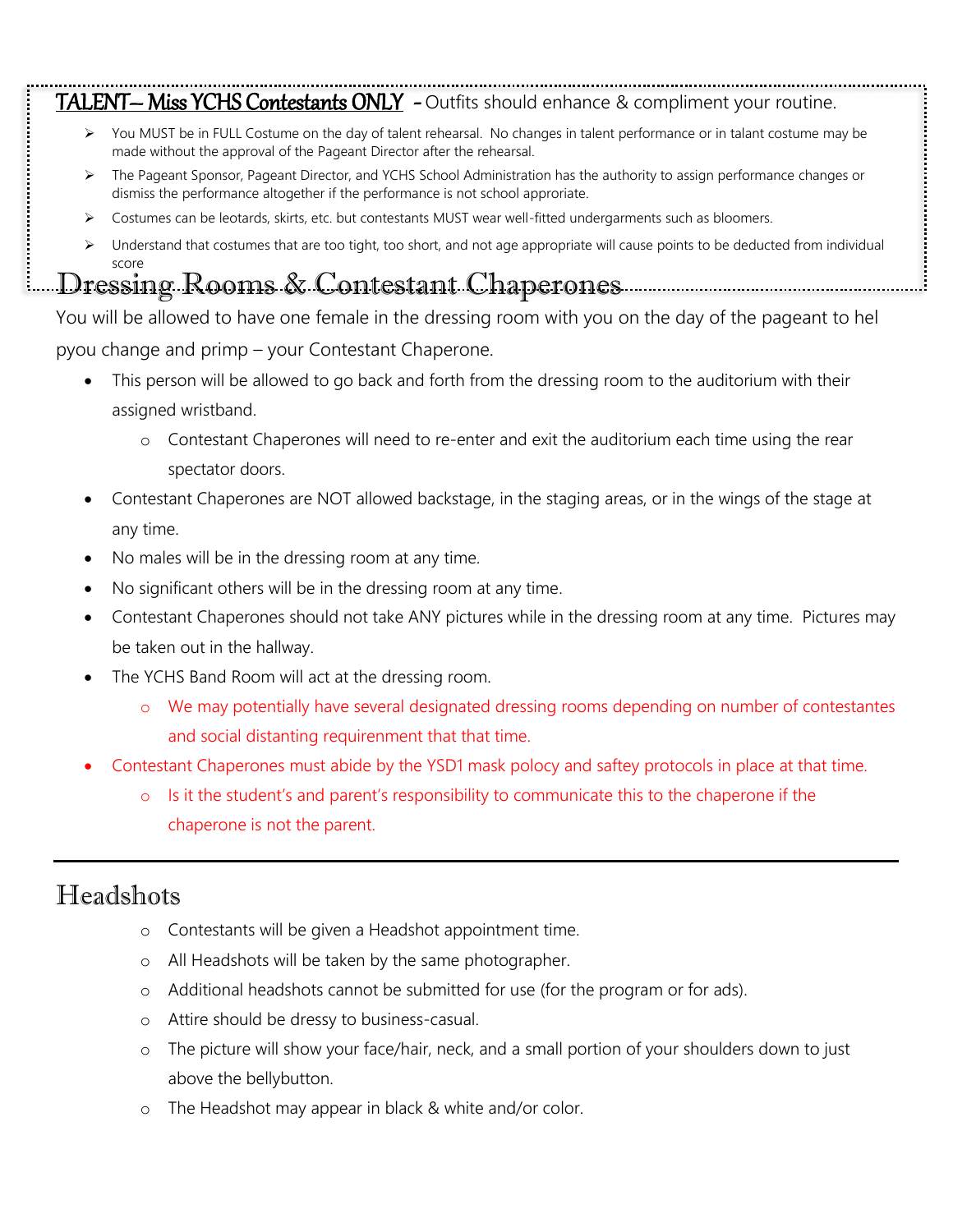**<u>TALENT– Miss YCHS Contestants ONLY</u>** - Outfits should enhance & compliment your routine.

- You MUST be in FULL Costume on the day of talent rehearsal. No changes in talent performance or in talant costume may be made without the approval of the Pageant Director after the rehearsal.
- The Pageant Sponsor, Pageant Director, and YCHS School Administration has the authority to assign performance changes or dismiss the performance altogether if the performance is not school approiate.
- Costumes can be leotards, skirts, etc. but contestants MUST wear well-fitted undergarments such as bloomers.
- Understand that costumes that are too tight, too short, and not age appropriate will cause points to be deducted from individual score

# Dressing Rooms & Contestant Chaperones

You will be allowed to have one female in the dressing room with you on the day of the pageant to hel pyou change and primp – your Contestant Chaperone.

- This person will be allowed to go back and forth from the dressing room to the auditorium with their assigned wristband.
  - Contestant Chaperones will need to re-enter and exit the auditorium each time using the rear spectator doors.
- Contestant Chaperones are NOT allowed backstage, in the staging areas, or in the wings of the stage at any time.
- No males will be in the dressing room at any time.
- No significant others will be in the dressing room at any time.
- Contestant Chaperones should not take ANY pictures while in the dressing room at any time. Pictures may be taken out in the hallway.
- The YCHS Band Room will act at the dressing room.
  - We may potentially have several designated dressing rooms depending on number of contestantes and social distanting requirenment that that time.
- Contestant Chaperones must abide by the YSD1 mask polocy and saftey protocols in place at that time.
  - Is it the student's and parent's responsibility to communicate this to the chaperone if the chaperone is not the parent.

---

# Headshots

- Contestants will be given a Headshot appointment time.
- All Headshots will be taken by the same photographer.
- Additional headshots cannot be submitted for use (for the program or for ads).
- Attire should be dressy to business-casual.
- The picture will show your face/hair, neck, and a small portion of your shoulders down to just above the bellybutton.
- The Headshot may appear in black & white and/or color.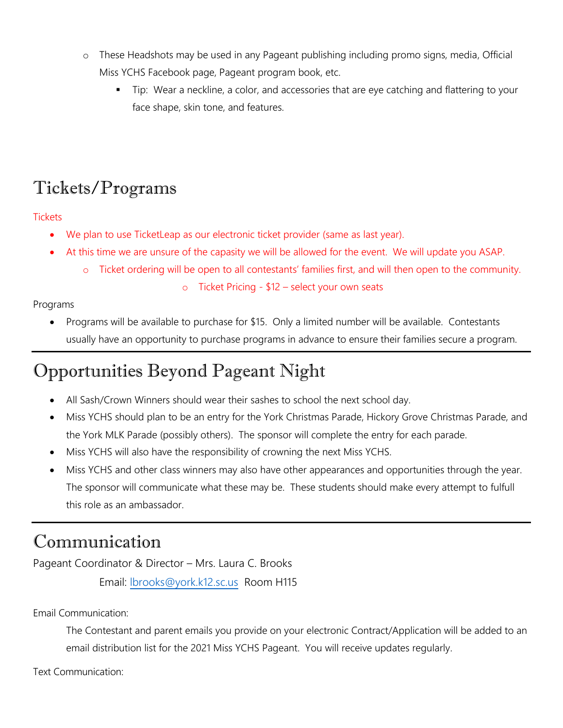- These Headshots may be used in any Pageant publishing including promo signs, media, Official Miss YCHS Facebook page, Pageant program book, etc.
    - Tip: Wear a neckline, a color, and accessories that are eye catching and flattering to your face shape, skin tone, and features.

## Tickets/Programs

Tickets

- We plan to use TicketLeap as our electronic ticket provider (same as last year).
- At this time we are unsure of the capasity we will be allowed for the event. We will update you ASAP.
    - Ticket ordering will be open to all contestants' families first, and will then open to the community.
    - Ticket Pricing - $12 – select your own seats

Programs

- Programs will be available to purchase for $15. Only a limited number will be available. Contestants usually have an opportunity to purchase programs in advance to ensure their families secure a program.

---

## Opportunities Beyond Pageant Night

- All Sash/Crown Winners should wear their sashes to school the next school day.
- Miss YCHS should plan to be an entry for the York Christmas Parade, Hickory Grove Christmas Parade, and the York MLK Parade (possibly others). The sponsor will complete the entry for each parade.
- Miss YCHS will also have the responsibility of crowning the next Miss YCHS.
- Miss YCHS and other class winners may also have other appearances and opportunities through the year. The sponsor will communicate what these may be. These students should make every attempt to fulfull this role as an ambassador.

---

## Communication

Pageant Coordinator & Director – Mrs. Laura C. Brooks

Email: lbrooks@york.k12.sc.us Room H115

Email Communication:

The Contestant and parent emails you provide on your electronic Contract/Application will be added to an email distribution list for the 2021 Miss YCHS Pageant. You will receive updates regularly.

Text Communication: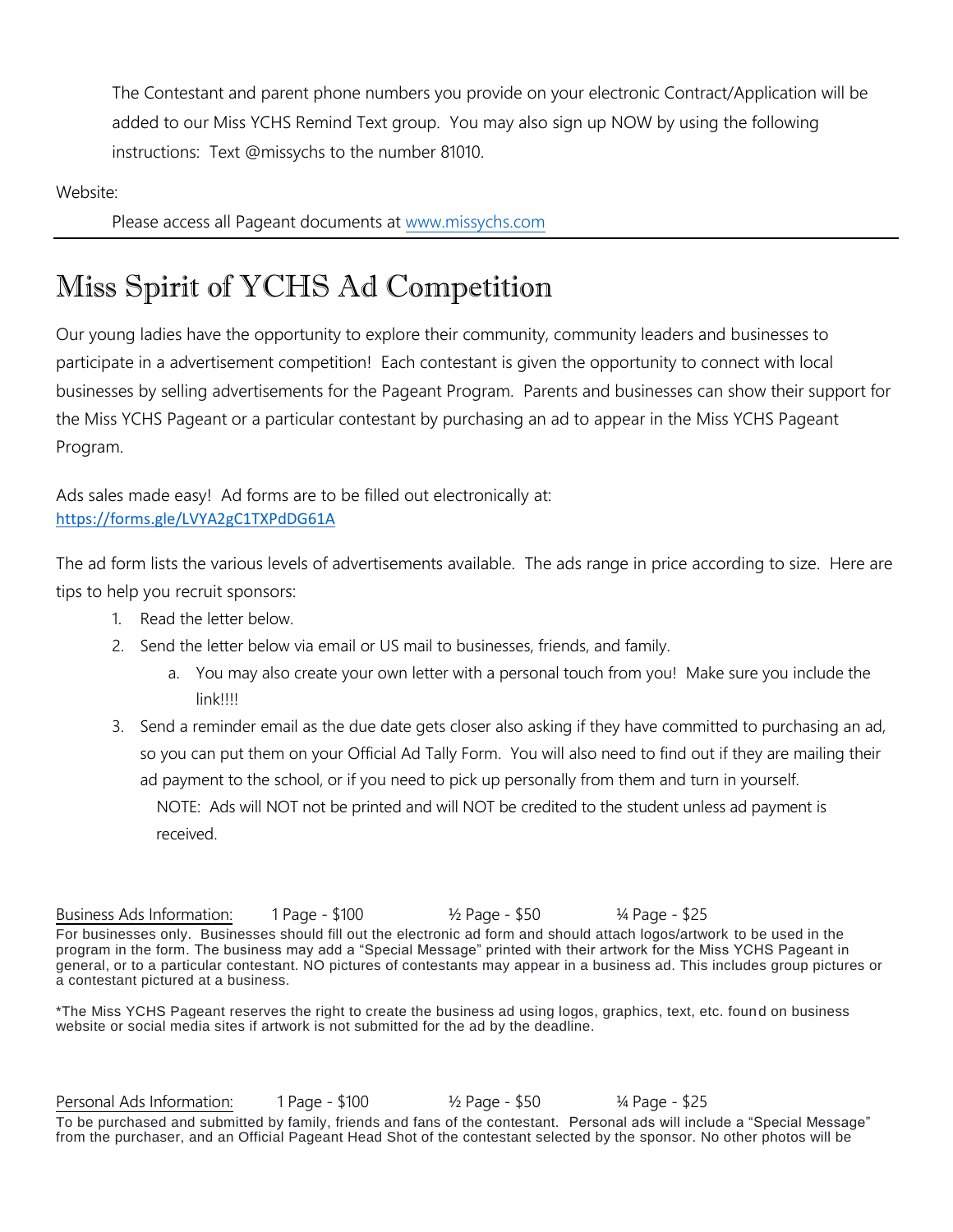The Contestant and parent phone numbers you provide on your electronic Contract/Application will be added to our Miss YCHS Remind Text group. You may also sign up NOW by using the following instructions: Text @missychs to the number 81010.

Website:

Please access all Pageant documents at [www.missychs.com](http://www.missychs.com)

---

# Miss Spirit of YCHS Ad Competition

Our young ladies have the opportunity to explore their community, community leaders and businesses to participate in a advertisement competition! Each contestant is given the opportunity to connect with local businesses by selling advertisements for the Pageant Program. Parents and businesses can show their support for the Miss YCHS Pageant or a particular contestant by purchasing an ad to appear in the Miss YCHS Pageant Program.

Ads sales made easy! Ad forms are to be filled out electronically at:
[https://forms.gle/LVYA2gC1TXPdDG61A](https://forms.gle/LVYA2gC1TXPdDG61A)

The ad form lists the various levels of advertisements available. The ads range in price according to size. Here are tips to help you recruit sponsors:

1. Read the letter below.
2. Send the letter below via email or US mail to businesses, friends, and family.
   a. You may also create your own letter with a personal touch from you! Make sure you include the link!!!!
3. Send a reminder email as the due date gets closer also asking if they have committed to purchasing an ad, so you can put them on your Official Ad Tally Form. You will also need to find out if they are mailing their ad payment to the school, or if you need to pick up personally from them and turn in yourself.
   NOTE: Ads will NOT not be printed and will NOT be credited to the student unless ad payment is received.

Business Ads Information: 1 Page - $100 ½ Page - $50 ¼ Page - $25

For businesses only. Businesses should fill out the electronic ad form and should attach logos/artwork to be used in the program in the form. The business may add a "Special Message" printed with their artwork for the Miss YCHS Pageant in general, or to a particular contestant. NO pictures of contestants may appear in a business ad. This includes group pictures or a contestant pictured at a business.

*The Miss YCHS Pageant reserves the right to create the business ad using logos, graphics, text, etc. found on business website or social media sites if artwork is not submitted for the ad by the deadline.

Personal Ads Information: 1 Page - $100 ½ Page - $50 ¼ Page - $25

To be purchased and submitted by family, friends and fans of the contestant. Personal ads will include a "Special Message" from the purchaser, and an Official Pageant Head Shot of the contestant selected by the sponsor. No other photos will be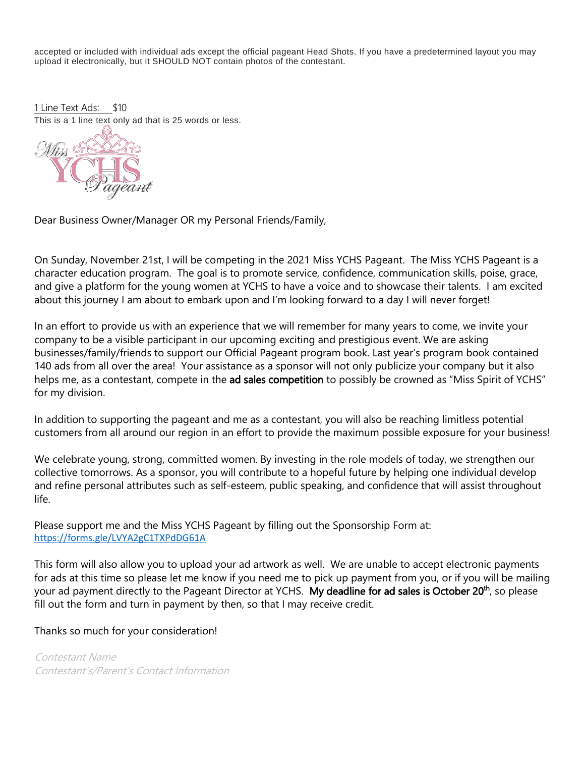accepted or included with individual ads except the official pageant Head Shots. If you have a predetermined layout you may upload it electronically, but it SHOULD NOT contain photos of the contestant.

1 Line Text Ads: $10

This is a 1 line text only ad that is 25 words or less.

Dear Business Owner/Manager OR my Personal Friends/Family,

On Sunday, November 21st, I will be competing in the 2021 Miss YCHS Pageant. The Miss YCHS Pageant is a character education program. The goal is to promote service, confidence, communication skills, poise, grace, and give a platform for the young women at YCHS to have a voice and to showcase their talents. I am excited about this journey I am about to embark upon and I'm looking forward to a day I will never forget!

In an effort to provide us with an experience that we will remember for many years to come, we invite your company to be a visible participant in our upcoming exciting and prestigious event. We are asking businesses/family/friends to support our Official Pageant program book. Last year's program book contained 140 ads from all over the area! Your assistance as a sponsor will not only publicize your company but it also helps me, as a contestant, compete in the **ad sales competition** to possibly be crowned as "Miss Spirit of YCHS" for my division.

In addition to supporting the pageant and me as a contestant, you will also be reaching limitless potential customers from all around our region in an effort to provide the maximum possible exposure for your business!

We celebrate young, strong, committed women. By investing in the role models of today, we strengthen our collective tomorrows. As a sponsor, you will contribute to a hopeful future by helping one individual develop and refine personal attributes such as self-esteem, public speaking, and confidence that will assist throughout life.

Please support me and the Miss YCHS Pageant by filling out the Sponsorship Form at: https://forms.gle/LVYA2gC1TXPdDG61A

This form will also allow you to upload your ad artwork as well. We are unable to accept electronic payments for ads at this time so please let me know if you need me to pick up payment from you, or if you will be mailing your ad payment directly to the Pageant Director at YCHS. **My deadline for ad sales is October 20th**, so please fill out the form and turn in payment by then, so that I may receive credit.

Thanks so much for your consideration!

*Contestant Name*
*Contestant's/Parent's Contact Information*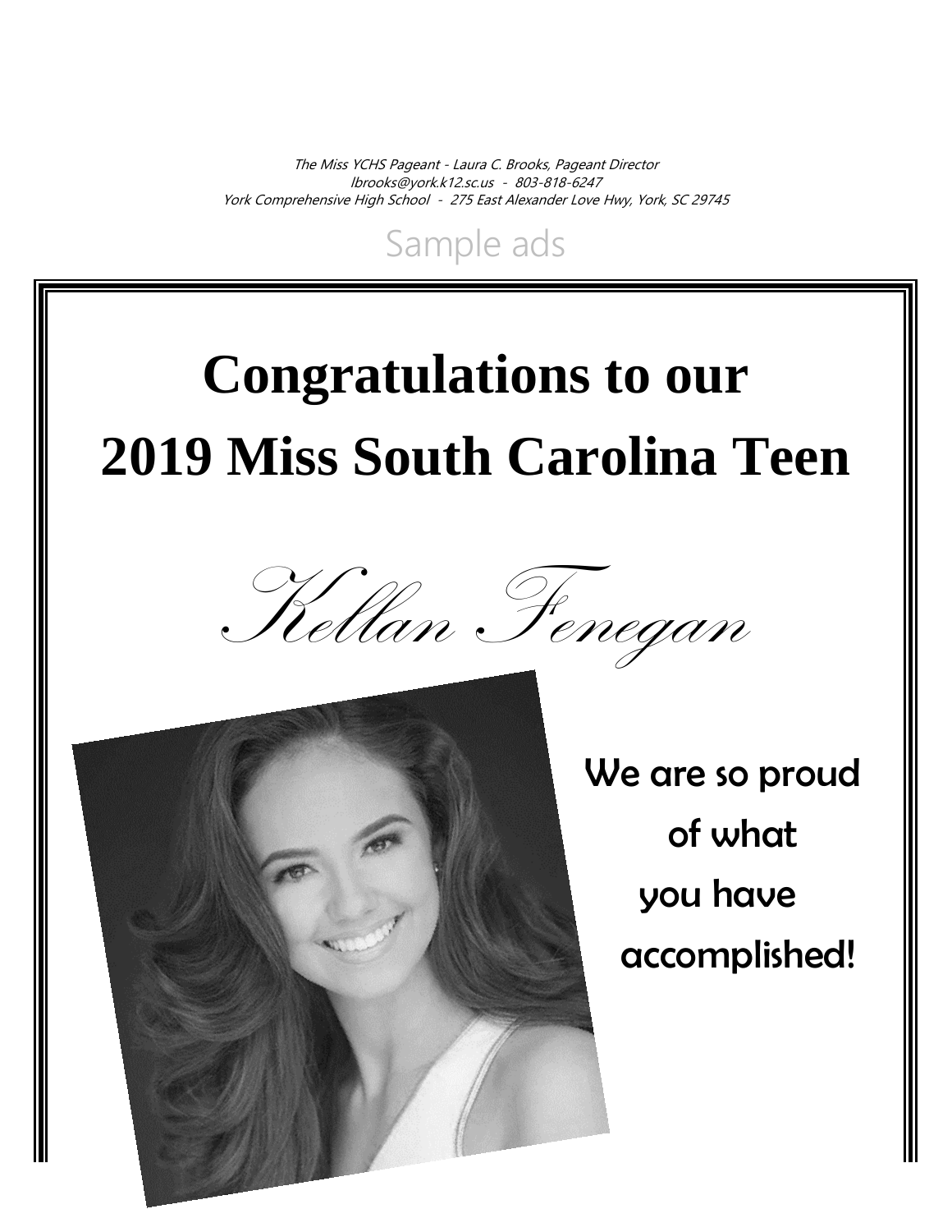The Miss YCHS Pageant - Laura C. Brooks, Pageant Director
lbrooks@york.k12.sc.us - 803-818-6247
York Comprehensive High School - 275 East Alexander Love Hwy, York, SC 29745

Sample ads

# Congratulations to our
# 2019 Miss South Carolina Teen

*Kellan Fenegan*

We are so proud
of what
you have
accomplished!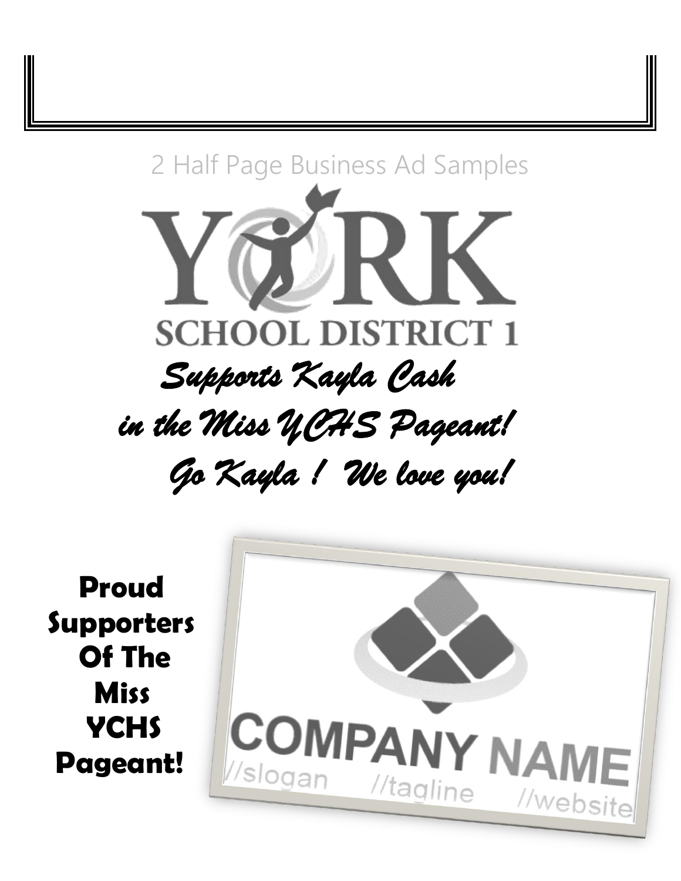2 Half Page Business Ad Samples

YORK

SCHOOL DISTRICT 1

*Supports Kayla Cash*

*in the Miss YCHS Pageant!*

*Go Kayla ! We love you!*

**Proud Supporters Of The Miss YCHS Pageant!**

COMPANY NAME

//slogan //tagline //website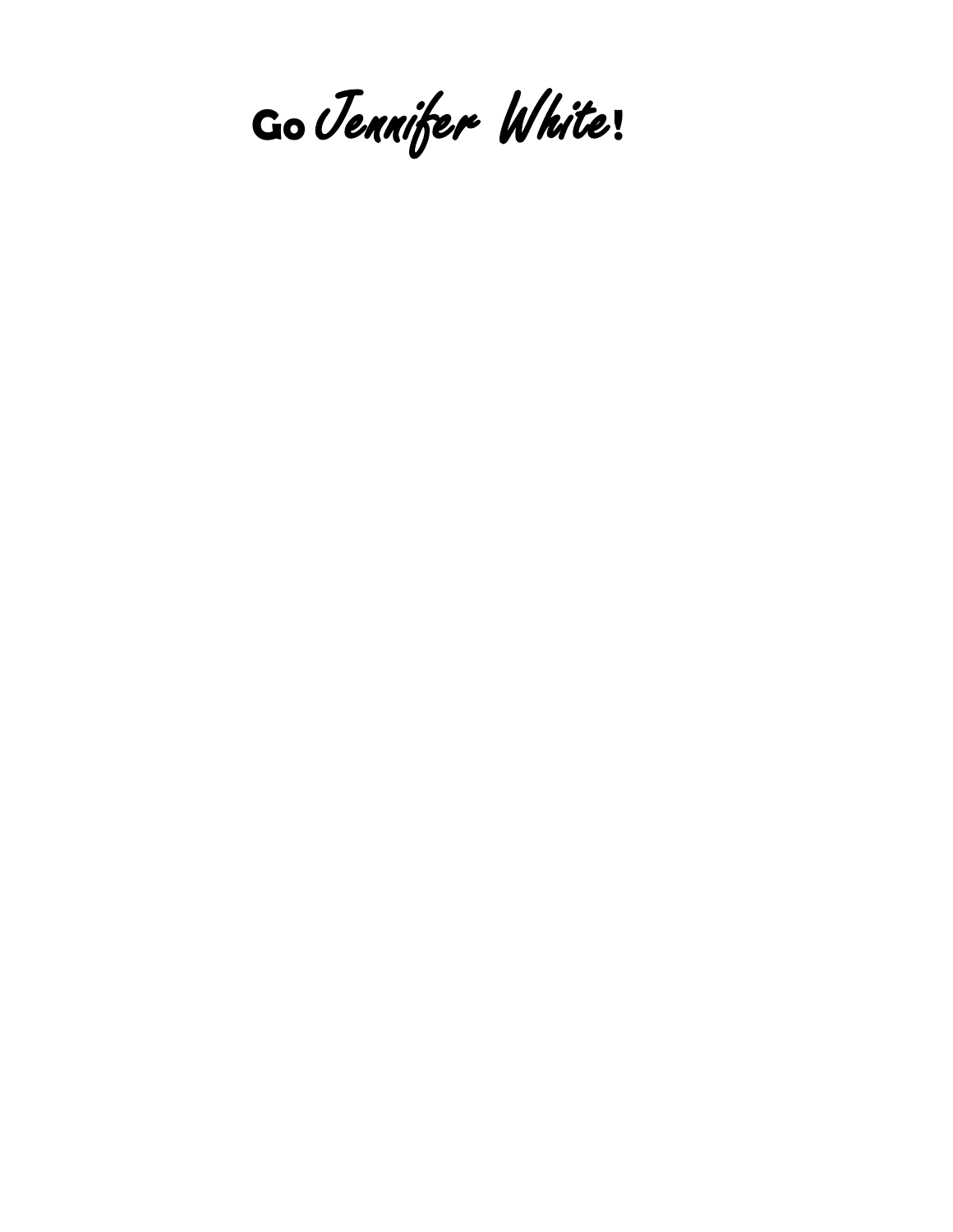Go *Jennifer White*!